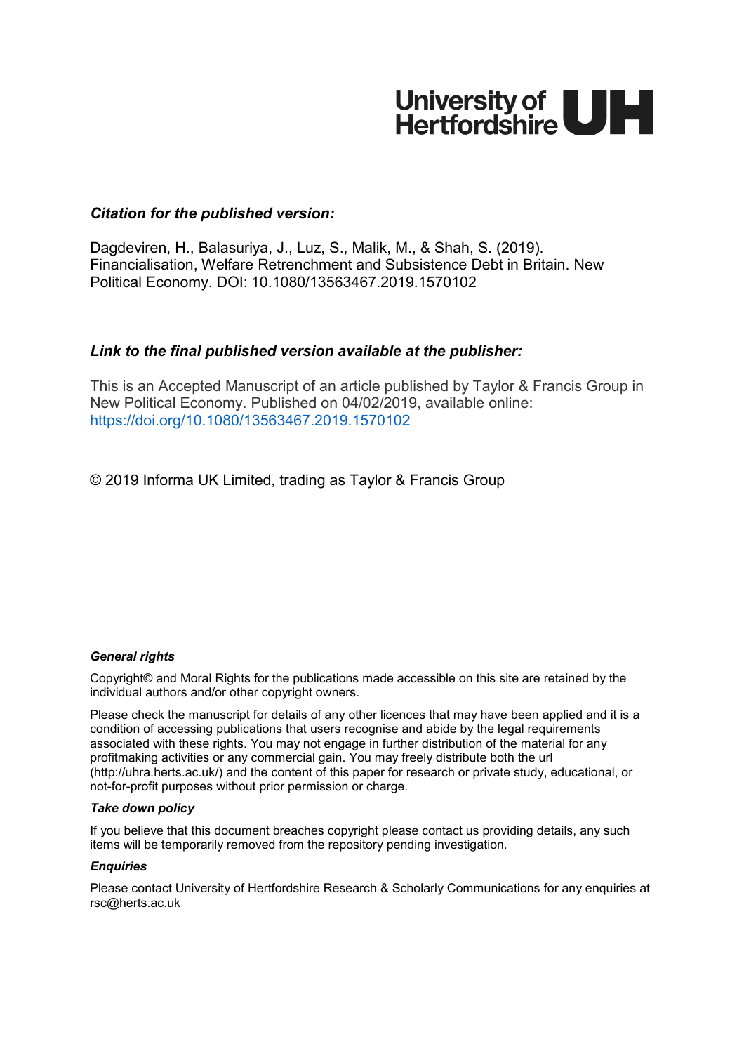University of Hertfordshire UH

***Citation for the published version:***

Dagdeviren, H., Balasuriya, J., Luz, S., Malik, M., & Shah, S. (2019). Financialisation, Welfare Retrenchment and Subsistence Debt in Britain. New Political Economy. DOI: 10.1080/13563467.2019.1570102

***Link to the final published version available at the publisher:***

This is an Accepted Manuscript of an article published by Taylor & Francis Group in New Political Economy. Published on 04/02/2019, available online: https://doi.org/10.1080/13563467.2019.1570102

© 2019 Informa UK Limited, trading as Taylor & Francis Group

***General rights***

Copyright© and Moral Rights for the publications made accessible on this site are retained by the individual authors and/or other copyright owners.

Please check the manuscript for details of any other licences that may have been applied and it is a condition of accessing publications that users recognise and abide by the legal requirements associated with these rights. You may not engage in further distribution of the material for any profitmaking activities or any commercial gain. You may freely distribute both the url (http://uhra.herts.ac.uk/) and the content of this paper for research or private study, educational, or not-for-profit purposes without prior permission or charge.

***Take down policy***

If you believe that this document breaches copyright please contact us providing details, any such items will be temporarily removed from the repository pending investigation.

***Enquiries***

Please contact University of Hertfordshire Research & Scholarly Communications for any enquiries at rsc@herts.ac.uk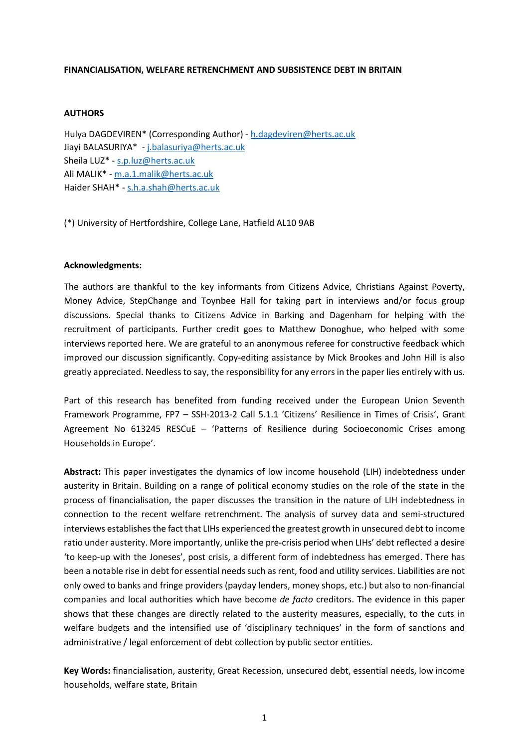**FINANCIALISATION, WELFARE RETRENCHMENT AND SUBSISTENCE DEBT IN BRITAIN**

**AUTHORS**

Hulya DAGDEVIREN* (Corresponding Author) - h.dagdeviren@herts.ac.uk
Jiayi BALASURIYA* - j.balasuriya@herts.ac.uk
Sheila LUZ* - s.p.luz@herts.ac.uk
Ali MALIK* - m.a.1.malik@herts.ac.uk
Haider SHAH* - s.h.a.shah@herts.ac.uk

(*) University of Hertfordshire, College Lane, Hatfield AL10 9AB

**Acknowledgments:**

The authors are thankful to the key informants from Citizens Advice, Christians Against Poverty, Money Advice, StepChange and Toynbee Hall for taking part in interviews and/or focus group discussions. Special thanks to Citizens Advice in Barking and Dagenham for helping with the recruitment of participants. Further credit goes to Matthew Donoghue, who helped with some interviews reported here. We are grateful to an anonymous referee for constructive feedback which improved our discussion significantly. Copy-editing assistance by Mick Brookes and John Hill is also greatly appreciated. Needless to say, the responsibility for any errors in the paper lies entirely with us.

Part of this research has benefited from funding received under the European Union Seventh Framework Programme, FP7 – SSH-2013-2 Call 5.1.1 'Citizens' Resilience in Times of Crisis', Grant Agreement No 613245 RESCuE – 'Patterns of Resilience during Socioeconomic Crises among Households in Europe'.

**Abstract:** This paper investigates the dynamics of low income household (LIH) indebtedness under austerity in Britain. Building on a range of political economy studies on the role of the state in the process of financialisation, the paper discusses the transition in the nature of LIH indebtedness in connection to the recent welfare retrenchment. The analysis of survey data and semi-structured interviews establishes the fact that LIHs experienced the greatest growth in unsecured debt to income ratio under austerity. More importantly, unlike the pre-crisis period when LIHs' debt reflected a desire 'to keep-up with the Joneses', post crisis, a different form of indebtedness has emerged. There has been a notable rise in debt for essential needs such as rent, food and utility services. Liabilities are not only owed to banks and fringe providers (payday lenders, money shops, etc.) but also to non-financial companies and local authorities which have become *de facto* creditors. The evidence in this paper shows that these changes are directly related to the austerity measures, especially, to the cuts in welfare budgets and the intensified use of 'disciplinary techniques' in the form of sanctions and administrative / legal enforcement of debt collection by public sector entities.

**Key Words:** financialisation, austerity, Great Recession, unsecured debt, essential needs, low income households, welfare state, Britain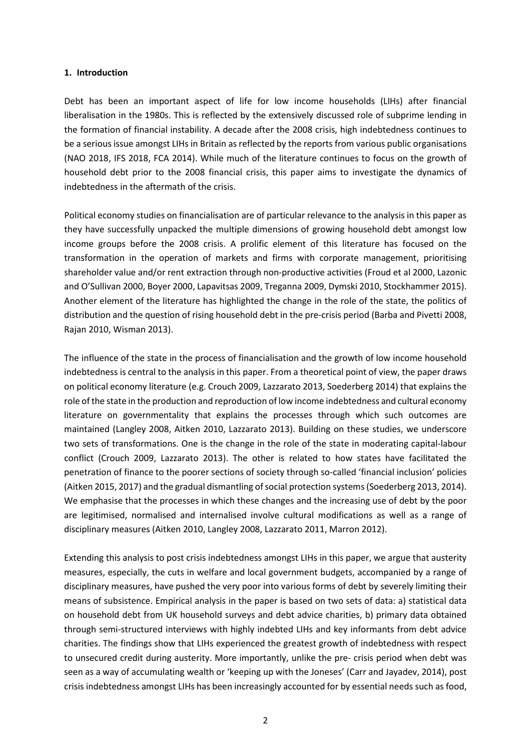## 1. Introduction

Debt has been an important aspect of life for low income households (LIHs) after financial liberalisation in the 1980s. This is reflected by the extensively discussed role of subprime lending in the formation of financial instability. A decade after the 2008 crisis, high indebtedness continues to be a serious issue amongst LIHs in Britain as reflected by the reports from various public organisations (NAO 2018, IFS 2018, FCA 2014). While much of the literature continues to focus on the growth of household debt prior to the 2008 financial crisis, this paper aims to investigate the dynamics of indebtedness in the aftermath of the crisis.

Political economy studies on financialisation are of particular relevance to the analysis in this paper as they have successfully unpacked the multiple dimensions of growing household debt amongst low income groups before the 2008 crisis. A prolific element of this literature has focused on the transformation in the operation of markets and firms with corporate management, prioritising shareholder value and/or rent extraction through non-productive activities (Froud et al 2000, Lazonic and O'Sullivan 2000, Boyer 2000, Lapavitsas 2009, Treganna 2009, Dymski 2010, Stockhammer 2015). Another element of the literature has highlighted the change in the role of the state, the politics of distribution and the question of rising household debt in the pre-crisis period (Barba and Pivetti 2008, Rajan 2010, Wisman 2013).

The influence of the state in the process of financialisation and the growth of low income household indebtedness is central to the analysis in this paper. From a theoretical point of view, the paper draws on political economy literature (e.g. Crouch 2009, Lazzarato 2013, Soederberg 2014) that explains the role of the state in the production and reproduction of low income indebtedness and cultural economy literature on governmentality that explains the processes through which such outcomes are maintained (Langley 2008, Aitken 2010, Lazzarato 2013). Building on these studies, we underscore two sets of transformations. One is the change in the role of the state in moderating capital-labour conflict (Crouch 2009, Lazzarato 2013). The other is related to how states have facilitated the penetration of finance to the poorer sections of society through so-called 'financial inclusion' policies (Aitken 2015, 2017) and the gradual dismantling of social protection systems (Soederberg 2013, 2014). We emphasise that the processes in which these changes and the increasing use of debt by the poor are legitimised, normalised and internalised involve cultural modifications as well as a range of disciplinary measures (Aitken 2010, Langley 2008, Lazzarato 2011, Marron 2012).

Extending this analysis to post crisis indebtedness amongst LIHs in this paper, we argue that austerity measures, especially, the cuts in welfare and local government budgets, accompanied by a range of disciplinary measures, have pushed the very poor into various forms of debt by severely limiting their means of subsistence. Empirical analysis in the paper is based on two sets of data: a) statistical data on household debt from UK household surveys and debt advice charities, b) primary data obtained through semi-structured interviews with highly indebted LIHs and key informants from debt advice charities. The findings show that LIHs experienced the greatest growth of indebtedness with respect to unsecured credit during austerity. More importantly, unlike the pre- crisis period when debt was seen as a way of accumulating wealth or 'keeping up with the Joneses' (Carr and Jayadev, 2014), post crisis indebtedness amongst LIHs has been increasingly accounted for by essential needs such as food,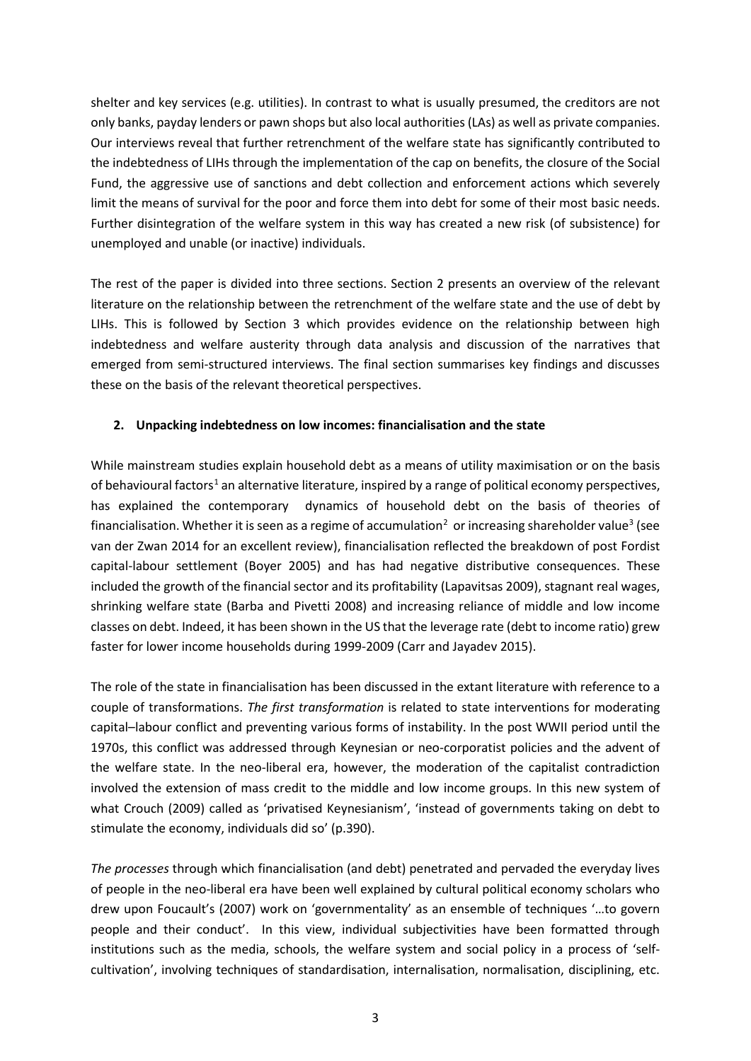shelter and key services (e.g. utilities). In contrast to what is usually presumed, the creditors are not only banks, payday lenders or pawn shops but also local authorities (LAs) as well as private companies. Our interviews reveal that further retrenchment of the welfare state has significantly contributed to the indebtedness of LIHs through the implementation of the cap on benefits, the closure of the Social Fund, the aggressive use of sanctions and debt collection and enforcement actions which severely limit the means of survival for the poor and force them into debt for some of their most basic needs. Further disintegration of the welfare system in this way has created a new risk (of subsistence) for unemployed and unable (or inactive) individuals.

The rest of the paper is divided into three sections. Section 2 presents an overview of the relevant literature on the relationship between the retrenchment of the welfare state and the use of debt by LIHs. This is followed by Section 3 which provides evidence on the relationship between high indebtedness and welfare austerity through data analysis and discussion of the narratives that emerged from semi-structured interviews. The final section summarises key findings and discusses these on the basis of the relevant theoretical perspectives.

## 2. Unpacking indebtedness on low incomes: financialisation and the state

While mainstream studies explain household debt as a means of utility maximisation or on the basis of behavioural factors[1] an alternative literature, inspired by a range of political economy perspectives, has explained the contemporary dynamics of household debt on the basis of theories of financialisation. Whether it is seen as a regime of accumulation[2] or increasing shareholder value[3] (see van der Zwan 2014 for an excellent review), financialisation reflected the breakdown of post Fordist capital-labour settlement (Boyer 2005) and has had negative distributive consequences. These included the growth of the financial sector and its profitability (Lapavitsas 2009), stagnant real wages, shrinking welfare state (Barba and Pivetti 2008) and increasing reliance of middle and low income classes on debt. Indeed, it has been shown in the US that the leverage rate (debt to income ratio) grew faster for lower income households during 1999-2009 (Carr and Jayadev 2015).

The role of the state in financialisation has been discussed in the extant literature with reference to a couple of transformations. *The first transformation* is related to state interventions for moderating capital–labour conflict and preventing various forms of instability. In the post WWII period until the 1970s, this conflict was addressed through Keynesian or neo-corporatist policies and the advent of the welfare state. In the neo-liberal era, however, the moderation of the capitalist contradiction involved the extension of mass credit to the middle and low income groups. In this new system of what Crouch (2009) called as 'privatised Keynesianism', 'instead of governments taking on debt to stimulate the economy, individuals did so' (p.390).

*The processes* through which financialisation (and debt) penetrated and pervaded the everyday lives of people in the neo-liberal era have been well explained by cultural political economy scholars who drew upon Foucault's (2007) work on 'governmentality' as an ensemble of techniques '…to govern people and their conduct'. In this view, individual subjectivities have been formatted through institutions such as the media, schools, the welfare system and social policy in a process of 'self-cultivation', involving techniques of standardisation, internalisation, normalisation, disciplining, etc.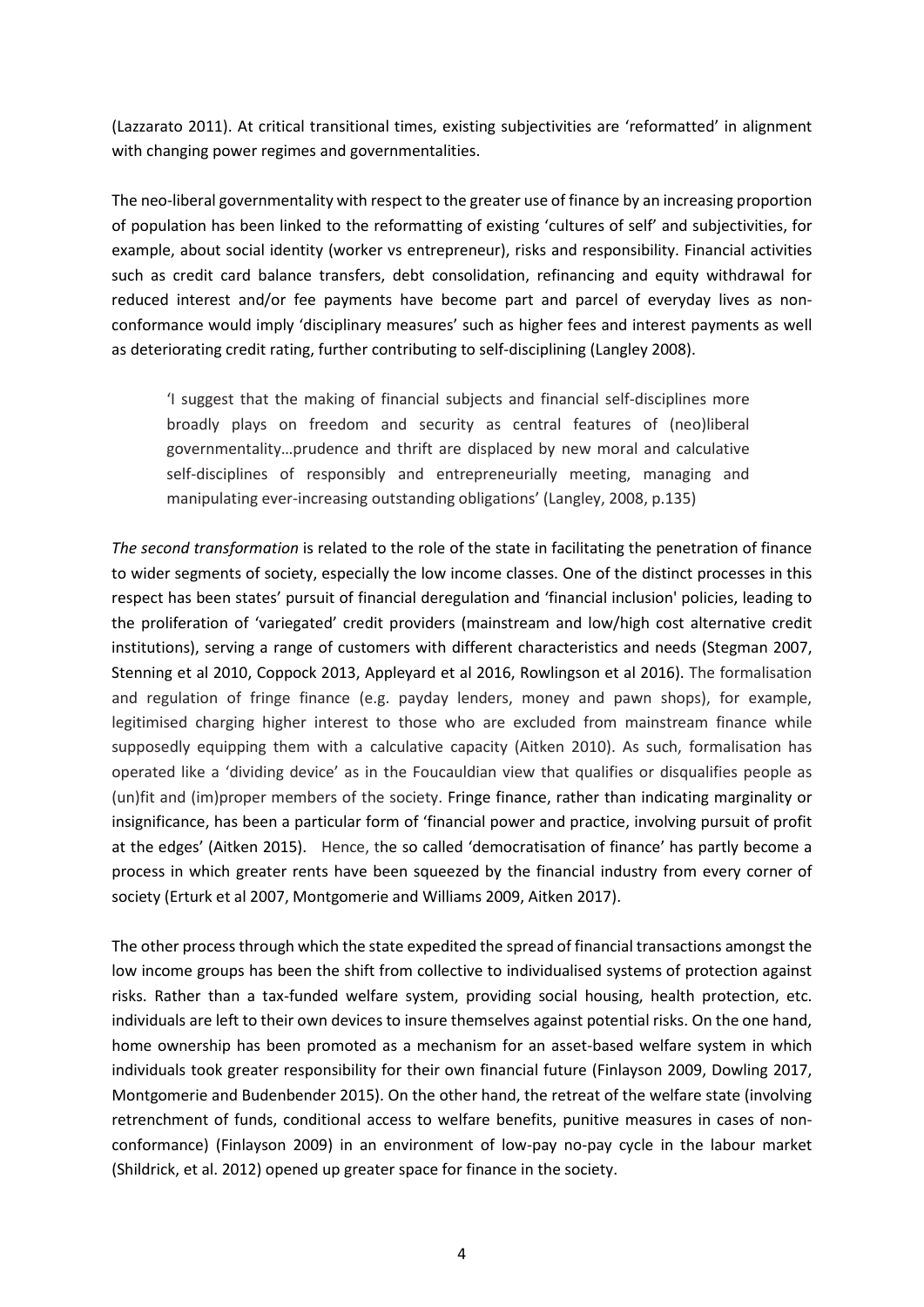(Lazzarato 2011). At critical transitional times, existing subjectivities are 'reformatted' in alignment with changing power regimes and governmentalities.

The neo-liberal governmentality with respect to the greater use of finance by an increasing proportion of population has been linked to the reformatting of existing 'cultures of self' and subjectivities, for example, about social identity (worker vs entrepreneur), risks and responsibility. Financial activities such as credit card balance transfers, debt consolidation, refinancing and equity withdrawal for reduced interest and/or fee payments have become part and parcel of everyday lives as non-conformance would imply 'disciplinary measures' such as higher fees and interest payments as well as deteriorating credit rating, further contributing to self-disciplining (Langley 2008).

> 'I suggest that the making of financial subjects and financial self-disciplines more broadly plays on freedom and security as central features of (neo)liberal governmentality…prudence and thrift are displaced by new moral and calculative self-disciplines of responsibly and entrepreneurially meeting, managing and manipulating ever-increasing outstanding obligations' (Langley, 2008, p.135)

*The second transformation* is related to the role of the state in facilitating the penetration of finance to wider segments of society, especially the low income classes. One of the distinct processes in this respect has been states' pursuit of financial deregulation and 'financial inclusion' policies, leading to the proliferation of 'variegated' credit providers (mainstream and low/high cost alternative credit institutions), serving a range of customers with different characteristics and needs (Stegman 2007, Stenning et al 2010, Coppock 2013, Appleyard et al 2016, Rowlingson et al 2016). The formalisation and regulation of fringe finance (e.g. payday lenders, money and pawn shops), for example, legitimised charging higher interest to those who are excluded from mainstream finance while supposedly equipping them with a calculative capacity (Aitken 2010). As such, formalisation has operated like a 'dividing device' as in the Foucauldian view that qualifies or disqualifies people as (un)fit and (im)proper members of the society. Fringe finance, rather than indicating marginality or insignificance, has been a particular form of 'financial power and practice, involving pursuit of profit at the edges' (Aitken 2015). Hence, the so called 'democratisation of finance' has partly become a process in which greater rents have been squeezed by the financial industry from every corner of society (Erturk et al 2007, Montgomerie and Williams 2009, Aitken 2017).

The other process through which the state expedited the spread of financial transactions amongst the low income groups has been the shift from collective to individualised systems of protection against risks. Rather than a tax-funded welfare system, providing social housing, health protection, etc. individuals are left to their own devices to insure themselves against potential risks. On the one hand, home ownership has been promoted as a mechanism for an asset-based welfare system in which individuals took greater responsibility for their own financial future (Finlayson 2009, Dowling 2017, Montgomerie and Budenbender 2015). On the other hand, the retreat of the welfare state (involving retrenchment of funds, conditional access to welfare benefits, punitive measures in cases of non-conformance) (Finlayson 2009) in an environment of low-pay no-pay cycle in the labour market (Shildrick, et al. 2012) opened up greater space for finance in the society.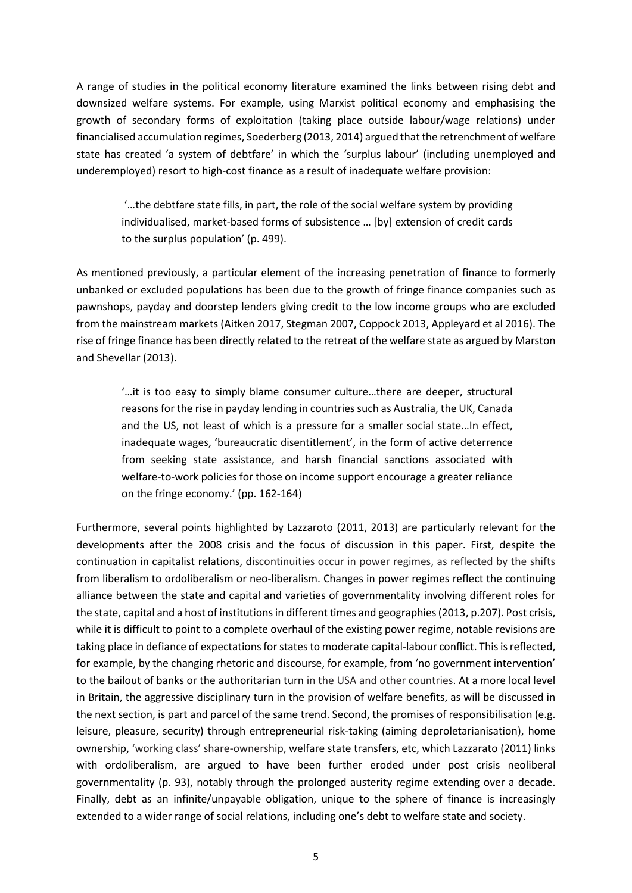A range of studies in the political economy literature examined the links between rising debt and downsized welfare systems. For example, using Marxist political economy and emphasising the growth of secondary forms of exploitation (taking place outside labour/wage relations) under financialised accumulation regimes, Soederberg (2013, 2014) argued that the retrenchment of welfare state has created 'a system of debtfare' in which the 'surplus labour' (including unemployed and underemployed) resort to high-cost finance as a result of inadequate welfare provision:

> '…the debtfare state fills, in part, the role of the social welfare system by providing individualised, market-based forms of subsistence … [by] extension of credit cards to the surplus population' (p. 499).

As mentioned previously, a particular element of the increasing penetration of finance to formerly unbanked or excluded populations has been due to the growth of fringe finance companies such as pawnshops, payday and doorstep lenders giving credit to the low income groups who are excluded from the mainstream markets (Aitken 2017, Stegman 2007, Coppock 2013, Appleyard et al 2016). The rise of fringe finance has been directly related to the retreat of the welfare state as argued by Marston and Shevellar (2013).

> '…it is too easy to simply blame consumer culture…there are deeper, structural reasons for the rise in payday lending in countries such as Australia, the UK, Canada and the US, not least of which is a pressure for a smaller social state…In effect, inadequate wages, 'bureaucratic disentitlement', in the form of active deterrence from seeking state assistance, and harsh financial sanctions associated with welfare-to-work policies for those on income support encourage a greater reliance on the fringe economy.' (pp. 162-164)

Furthermore, several points highlighted by Lazzaroto (2011, 2013) are particularly relevant for the developments after the 2008 crisis and the focus of discussion in this paper. First, despite the continuation in capitalist relations, discontinuities occur in power regimes, as reflected by the shifts from liberalism to ordoliberalism or neo-liberalism. Changes in power regimes reflect the continuing alliance between the state and capital and varieties of governmentality involving different roles for the state, capital and a host of institutions in different times and geographies (2013, p.207). Post crisis, while it is difficult to point to a complete overhaul of the existing power regime, notable revisions are taking place in defiance of expectations for states to moderate capital-labour conflict. This is reflected, for example, by the changing rhetoric and discourse, for example, from 'no government intervention' to the bailout of banks or the authoritarian turn in the USA and other countries. At a more local level in Britain, the aggressive disciplinary turn in the provision of welfare benefits, as will be discussed in the next section, is part and parcel of the same trend. Second, the promises of responsibilisation (e.g. leisure, pleasure, security) through entrepreneurial risk-taking (aiming deproletarianisation), home ownership, 'working class' share-ownership, welfare state transfers, etc, which Lazzarato (2011) links with ordoliberalism, are argued to have been further eroded under post crisis neoliberal governmentality (p. 93), notably through the prolonged austerity regime extending over a decade. Finally, debt as an infinite/unpayable obligation, unique to the sphere of finance is increasingly extended to a wider range of social relations, including one's debt to welfare state and society.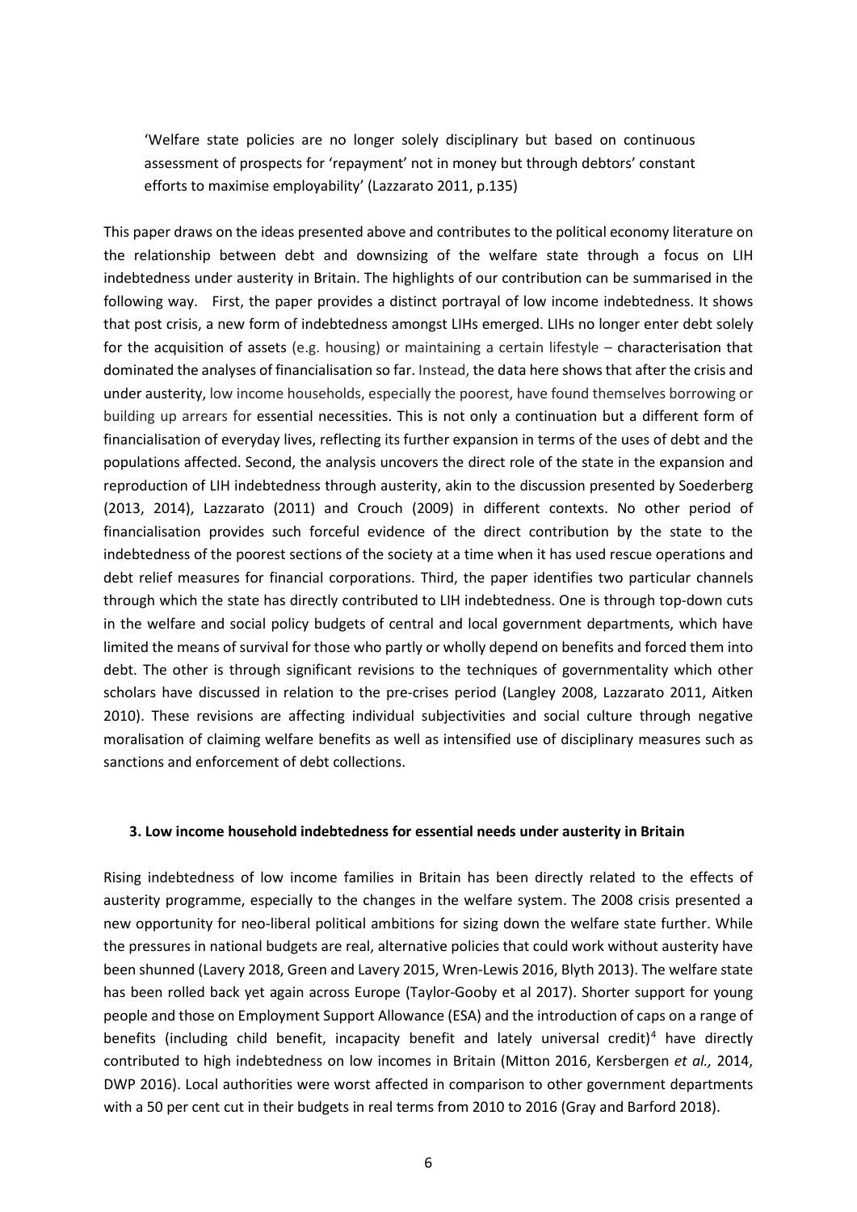> 'Welfare state policies are no longer solely disciplinary but based on continuous assessment of prospects for 'repayment' not in money but through debtors' constant efforts to maximise employability' (Lazzarato 2011, p.135)

This paper draws on the ideas presented above and contributes to the political economy literature on the relationship between debt and downsizing of the welfare state through a focus on LIH indebtedness under austerity in Britain. The highlights of our contribution can be summarised in the following way. First, the paper provides a distinct portrayal of low income indebtedness. It shows that post crisis, a new form of indebtedness amongst LIHs emerged. LIHs no longer enter debt solely for the acquisition of assets (e.g. housing) or maintaining a certain lifestyle – characterisation that dominated the analyses of financialisation so far. Instead, the data here shows that after the crisis and under austerity, low income households, especially the poorest, have found themselves borrowing or building up arrears for essential necessities. This is not only a continuation but a different form of financialisation of everyday lives, reflecting its further expansion in terms of the uses of debt and the populations affected. Second, the analysis uncovers the direct role of the state in the expansion and reproduction of LIH indebtedness through austerity, akin to the discussion presented by Soederberg (2013, 2014), Lazzarato (2011) and Crouch (2009) in different contexts. No other period of financialisation provides such forceful evidence of the direct contribution by the state to the indebtedness of the poorest sections of the society at a time when it has used rescue operations and debt relief measures for financial corporations. Third, the paper identifies two particular channels through which the state has directly contributed to LIH indebtedness. One is through top-down cuts in the welfare and social policy budgets of central and local government departments, which have limited the means of survival for those who partly or wholly depend on benefits and forced them into debt. The other is through significant revisions to the techniques of governmentality which other scholars have discussed in relation to the pre-crises period (Langley 2008, Lazzarato 2011, Aitken 2010). These revisions are affecting individual subjectivities and social culture through negative moralisation of claiming welfare benefits as well as intensified use of disciplinary measures such as sanctions and enforcement of debt collections.

### 3. Low income household indebtedness for essential needs under austerity in Britain

Rising indebtedness of low income families in Britain has been directly related to the effects of austerity programme, especially to the changes in the welfare system. The 2008 crisis presented a new opportunity for neo-liberal political ambitions for sizing down the welfare state further. While the pressures in national budgets are real, alternative policies that could work without austerity have been shunned (Lavery 2018, Green and Lavery 2015, Wren-Lewis 2016, Blyth 2013). The welfare state has been rolled back yet again across Europe (Taylor-Gooby et al 2017). Shorter support for young people and those on Employment Support Allowance (ESA) and the introduction of caps on a range of benefits (including child benefit, incapacity benefit and lately universal credit)[4] have directly contributed to high indebtedness on low incomes in Britain (Mitton 2016, Kersbergen *et al.,* 2014, DWP 2016). Local authorities were worst affected in comparison to other government departments with a 50 per cent cut in their budgets in real terms from 2010 to 2016 (Gray and Barford 2018).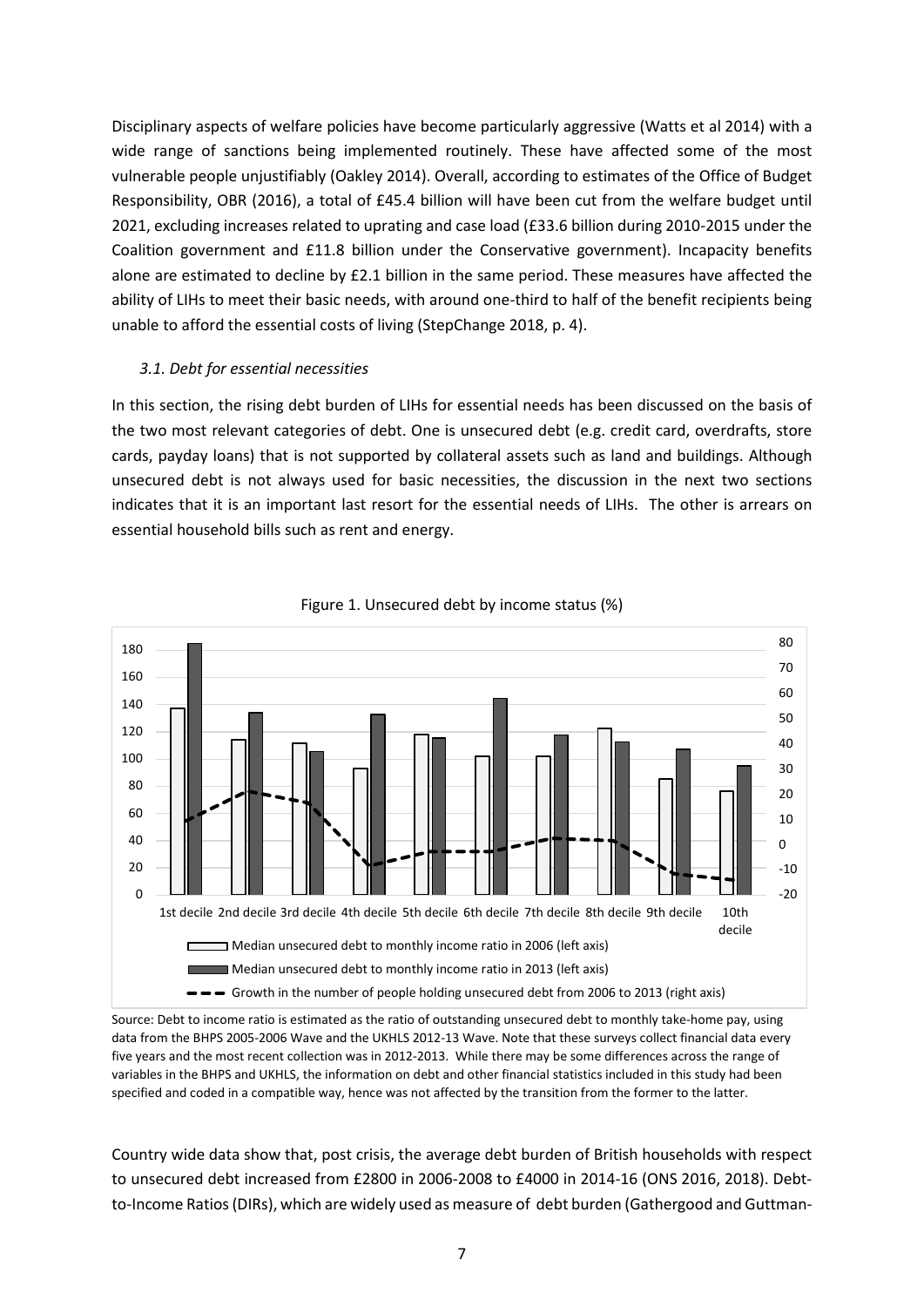Disciplinary aspects of welfare policies have become particularly aggressive (Watts et al 2014) with a wide range of sanctions being implemented routinely. These have affected some of the most vulnerable people unjustifiably (Oakley 2014). Overall, according to estimates of the Office of Budget Responsibility, OBR (2016), a total of £45.4 billion will have been cut from the welfare budget until 2021, excluding increases related to uprating and case load (£33.6 billion during 2010-2015 under the Coalition government and £11.8 billion under the Conservative government). Incapacity benefits alone are estimated to decline by £2.1 billion in the same period. These measures have affected the ability of LIHs to meet their basic needs, with around one-third to half of the benefit recipients being unable to afford the essential costs of living (StepChange 2018, p. 4).

### *3.1. Debt for essential necessities*

In this section, the rising debt burden of LIHs for essential needs has been discussed on the basis of the two most relevant categories of debt. One is unsecured debt (e.g. credit card, overdrafts, store cards, payday loans) that is not supported by collateral assets such as land and buildings. Although unsecured debt is not always used for basic necessities, the discussion in the next two sections indicates that it is an important last resort for the essential needs of LIHs. The other is arrears on essential household bills such as rent and energy.

Figure 1. Unsecured debt by income status (%)

Source: Debt to income ratio is estimated as the ratio of outstanding unsecured debt to monthly take-home pay, using data from the BHPS 2005-2006 Wave and the UKHLS 2012-13 Wave. Note that these surveys collect financial data every five years and the most recent collection was in 2012-2013. While there may be some differences across the range of variables in the BHPS and UKHLS, the information on debt and other financial statistics included in this study had been specified and coded in a compatible way, hence was not affected by the transition from the former to the latter.

Country wide data show that, post crisis, the average debt burden of British households with respect to unsecured debt increased from £2800 in 2006-2008 to £4000 in 2014-16 (ONS 2016, 2018). Debt-to-Income Ratios (DIRs), which are widely used as measure of debt burden (Gathergood and Guttman-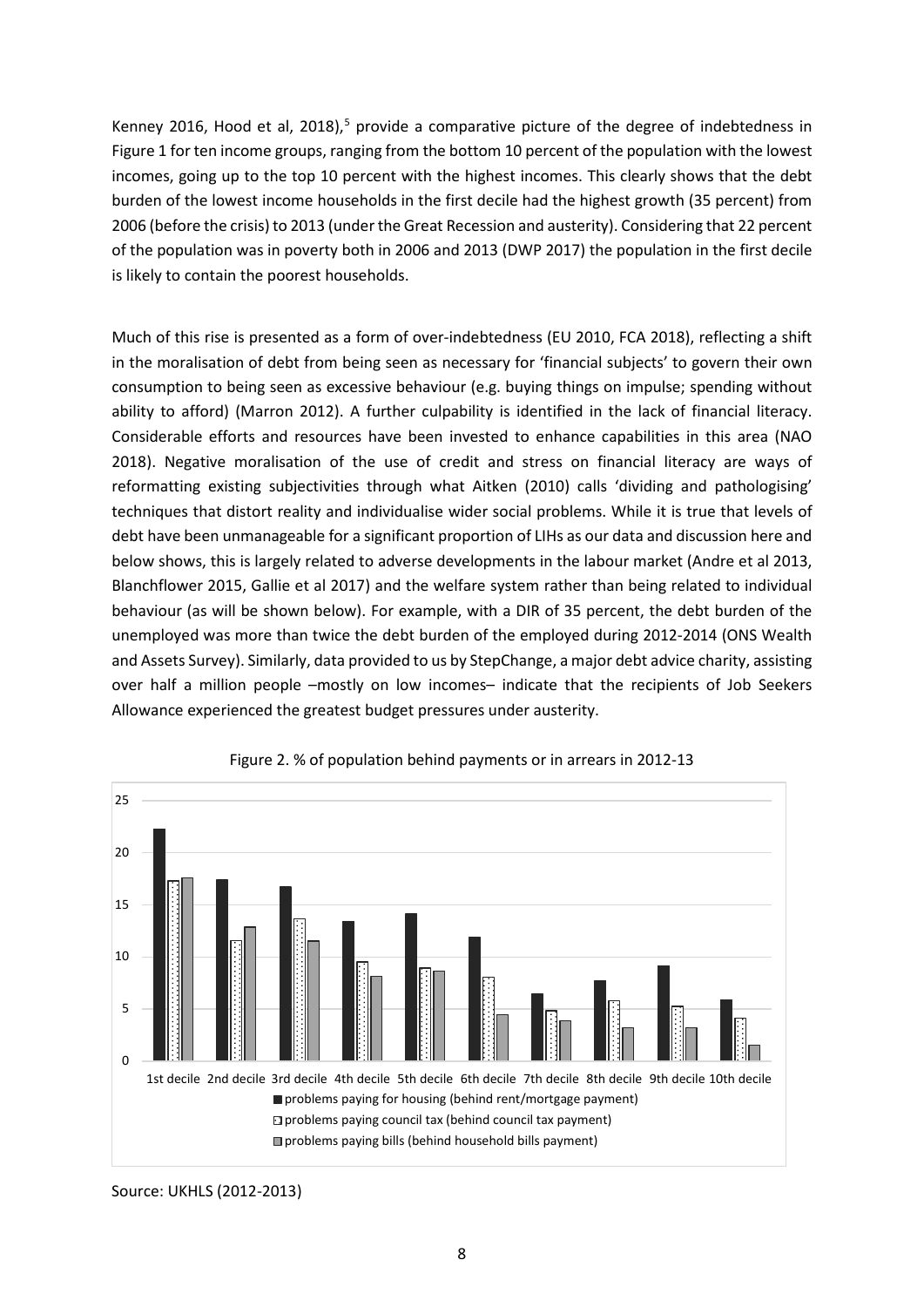Kenney 2016, Hood et al, 2018),[5] provide a comparative picture of the degree of indebtedness in Figure 1 for ten income groups, ranging from the bottom 10 percent of the population with the lowest incomes, going up to the top 10 percent with the highest incomes. This clearly shows that the debt burden of the lowest income households in the first decile had the highest growth (35 percent) from 2006 (before the crisis) to 2013 (under the Great Recession and austerity). Considering that 22 percent of the population was in poverty both in 2006 and 2013 (DWP 2017) the population in the first decile is likely to contain the poorest households.

Much of this rise is presented as a form of over-indebtedness (EU 2010, FCA 2018), reflecting a shift in the moralisation of debt from being seen as necessary for 'financial subjects' to govern their own consumption to being seen as excessive behaviour (e.g. buying things on impulse; spending without ability to afford) (Marron 2012). A further culpability is identified in the lack of financial literacy. Considerable efforts and resources have been invested to enhance capabilities in this area (NAO 2018). Negative moralisation of the use of credit and stress on financial literacy are ways of reformatting existing subjectivities through what Aitken (2010) calls 'dividing and pathologising' techniques that distort reality and individualise wider social problems. While it is true that levels of debt have been unmanageable for a significant proportion of LIHs as our data and discussion here and below shows, this is largely related to adverse developments in the labour market (Andre et al 2013, Blanchflower 2015, Gallie et al 2017) and the welfare system rather than being related to individual behaviour (as will be shown below). For example, with a DIR of 35 percent, the debt burden of the unemployed was more than twice the debt burden of the employed during 2012-2014 (ONS Wealth and Assets Survey). Similarly, data provided to us by StepChange, a major debt advice charity, assisting over half a million people –mostly on low incomes– indicate that the recipients of Job Seekers Allowance experienced the greatest budget pressures under austerity.

Figure 2. % of population behind payments or in arrears in 2012-13

Legend:
- problems paying for housing (behind rent/mortgage payment)
- problems paying council tax (behind council tax payment)
- problems paying bills (behind household bills payment)

Source: UKHLS (2012-2013)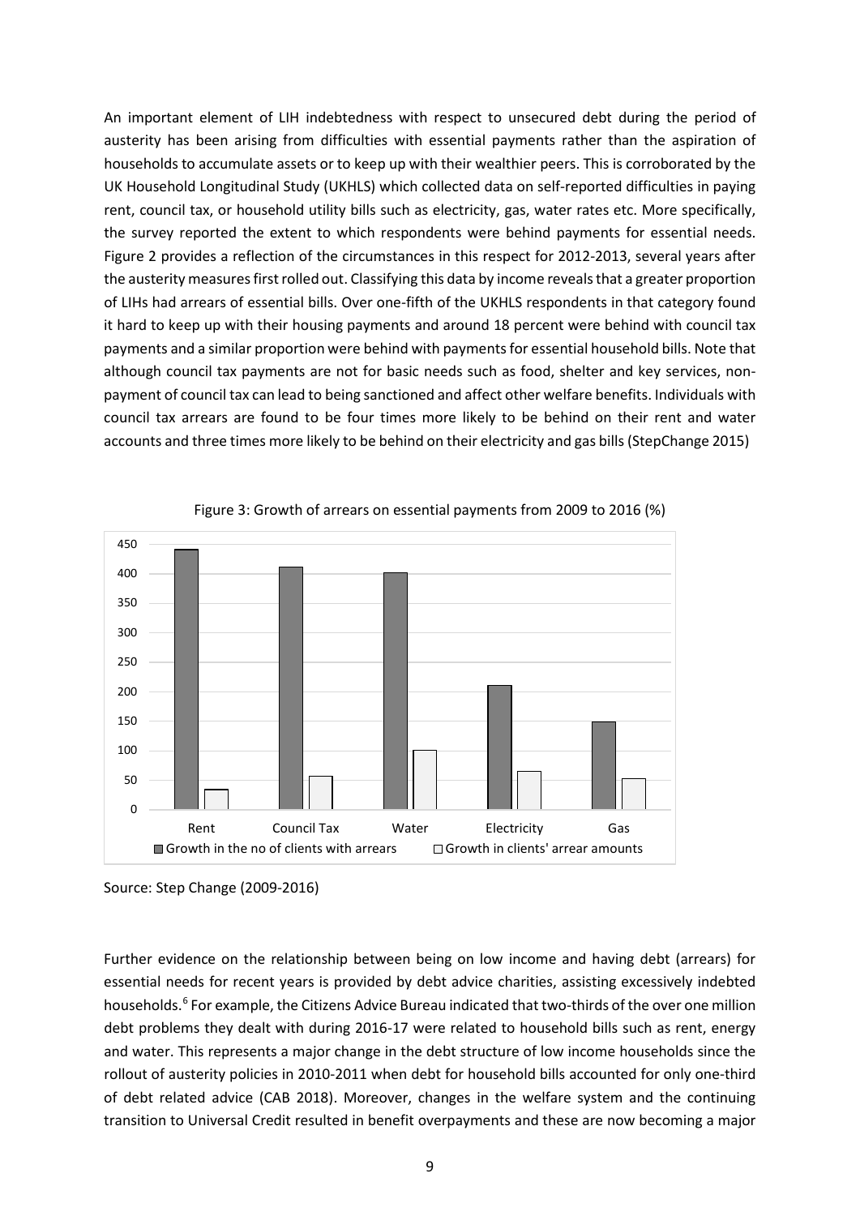An important element of LIH indebtedness with respect to unsecured debt during the period of austerity has been arising from difficulties with essential payments rather than the aspiration of households to accumulate assets or to keep up with their wealthier peers. This is corroborated by the UK Household Longitudinal Study (UKHLS) which collected data on self-reported difficulties in paying rent, council tax, or household utility bills such as electricity, gas, water rates etc. More specifically, the survey reported the extent to which respondents were behind payments for essential needs. Figure 2 provides a reflection of the circumstances in this respect for 2012-2013, several years after the austerity measures first rolled out. Classifying this data by income reveals that a greater proportion of LIHs had arrears of essential bills. Over one-fifth of the UKHLS respondents in that category found it hard to keep up with their housing payments and around 18 percent were behind with council tax payments and a similar proportion were behind with payments for essential household bills. Note that although council tax payments are not for basic needs such as food, shelter and key services, non-payment of council tax can lead to being sanctioned and affect other welfare benefits. Individuals with council tax arrears are found to be four times more likely to be behind on their rent and water accounts and three times more likely to be behind on their electricity and gas bills (StepChange 2015)

Figure 3: Growth of arrears on essential payments from 2009 to 2016 (%)

| | Growth in the no of clients with arrears | Growth in clients' arrear amounts |
|---|---|---|
| Rent | 440 | 34 |
| Council Tax | 411 | 57 |
| Water | 401 | 100 |
| Electricity | 210 | 65 |
| Gas | 149 | 53 |

Source: Step Change (2009-2016)

Further evidence on the relationship between being on low income and having debt (arrears) for essential needs for recent years is provided by debt advice charities, assisting excessively indebted households.[6] For example, the Citizens Advice Bureau indicated that two-thirds of the over one million debt problems they dealt with during 2016-17 were related to household bills such as rent, energy and water. This represents a major change in the debt structure of low income households since the rollout of austerity policies in 2010-2011 when debt for household bills accounted for only one-third of debt related advice (CAB 2018). Moreover, changes in the welfare system and the continuing transition to Universal Credit resulted in benefit overpayments and these are now becoming a major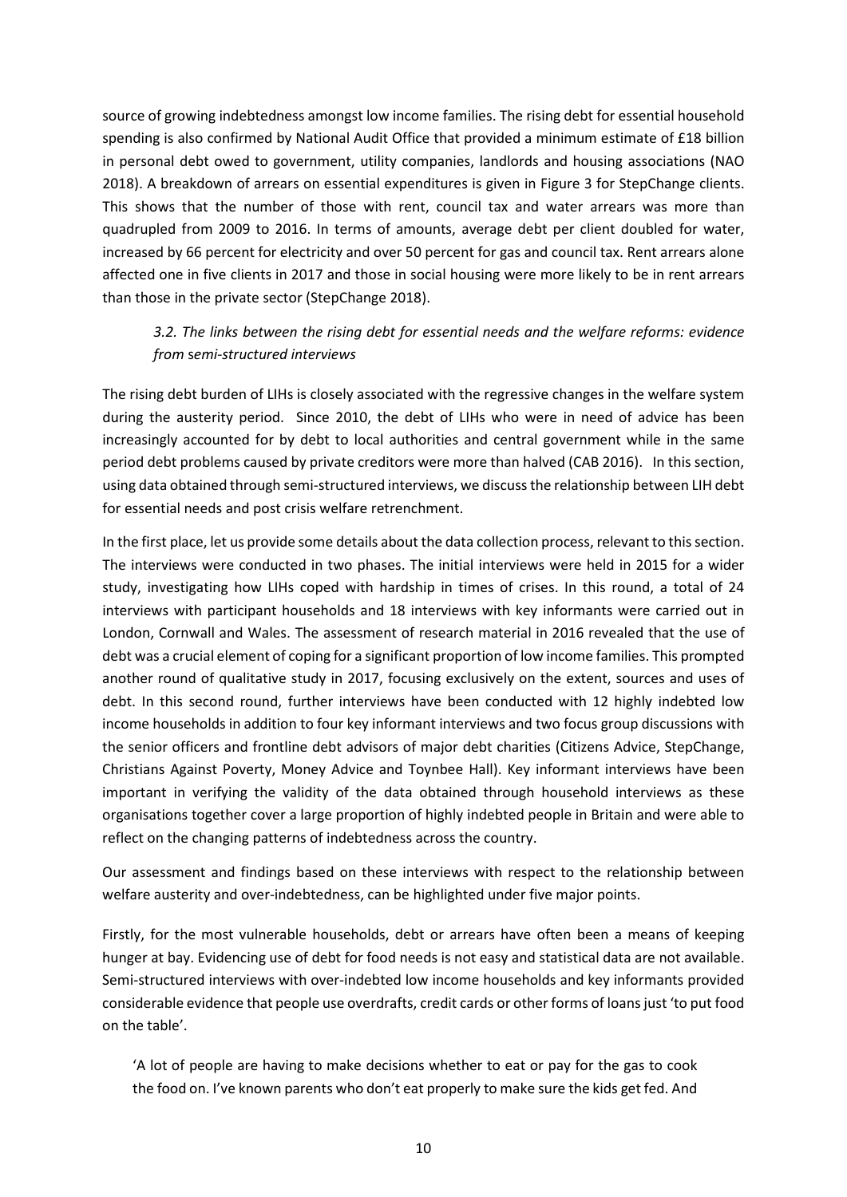source of growing indebtedness amongst low income families. The rising debt for essential household spending is also confirmed by National Audit Office that provided a minimum estimate of £18 billion in personal debt owed to government, utility companies, landlords and housing associations (NAO 2018). A breakdown of arrears on essential expenditures is given in Figure 3 for StepChange clients. This shows that the number of those with rent, council tax and water arrears was more than quadrupled from 2009 to 2016. In terms of amounts, average debt per client doubled for water, increased by 66 percent for electricity and over 50 percent for gas and council tax. Rent arrears alone affected one in five clients in 2017 and those in social housing were more likely to be in rent arrears than those in the private sector (StepChange 2018).

### *3.2. The links between the rising debt for essential needs and the welfare reforms: evidence from semi-structured interviews*

The rising debt burden of LIHs is closely associated with the regressive changes in the welfare system during the austerity period. Since 2010, the debt of LIHs who were in need of advice has been increasingly accounted for by debt to local authorities and central government while in the same period debt problems caused by private creditors were more than halved (CAB 2016). In this section, using data obtained through semi-structured interviews, we discuss the relationship between LIH debt for essential needs and post crisis welfare retrenchment.

In the first place, let us provide some details about the data collection process, relevant to this section. The interviews were conducted in two phases. The initial interviews were held in 2015 for a wider study, investigating how LIHs coped with hardship in times of crises. In this round, a total of 24 interviews with participant households and 18 interviews with key informants were carried out in London, Cornwall and Wales. The assessment of research material in 2016 revealed that the use of debt was a crucial element of coping for a significant proportion of low income families. This prompted another round of qualitative study in 2017, focusing exclusively on the extent, sources and uses of debt. In this second round, further interviews have been conducted with 12 highly indebted low income households in addition to four key informant interviews and two focus group discussions with the senior officers and frontline debt advisors of major debt charities (Citizens Advice, StepChange, Christians Against Poverty, Money Advice and Toynbee Hall). Key informant interviews have been important in verifying the validity of the data obtained through household interviews as these organisations together cover a large proportion of highly indebted people in Britain and were able to reflect on the changing patterns of indebtedness across the country.

Our assessment and findings based on these interviews with respect to the relationship between welfare austerity and over-indebtedness, can be highlighted under five major points.

Firstly, for the most vulnerable households, debt or arrears have often been a means of keeping hunger at bay. Evidencing use of debt for food needs is not easy and statistical data are not available. Semi-structured interviews with over-indebted low income households and key informants provided considerable evidence that people use overdrafts, credit cards or other forms of loans just 'to put food on the table'.

> 'A lot of people are having to make decisions whether to eat or pay for the gas to cook the food on. I've known parents who don't eat properly to make sure the kids get fed. And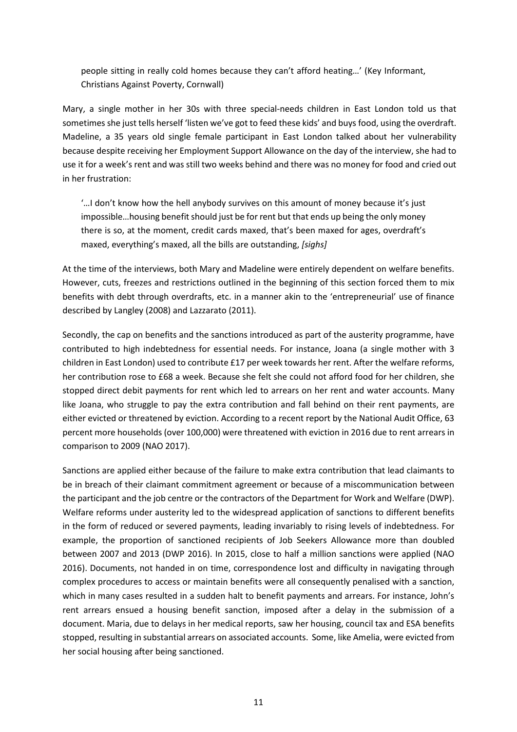people sitting in really cold homes because they can't afford heating…' (Key Informant, Christians Against Poverty, Cornwall)

Mary, a single mother in her 30s with three special-needs children in East London told us that sometimes she just tells herself 'listen we've got to feed these kids' and buys food, using the overdraft. Madeline, a 35 years old single female participant in East London talked about her vulnerability because despite receiving her Employment Support Allowance on the day of the interview, she had to use it for a week's rent and was still two weeks behind and there was no money for food and cried out in her frustration:

> '…I don't know how the hell anybody survives on this amount of money because it's just impossible…housing benefit should just be for rent but that ends up being the only money there is so, at the moment, credit cards maxed, that's been maxed for ages, overdraft's maxed, everything's maxed, all the bills are outstanding, *[sighs]*

At the time of the interviews, both Mary and Madeline were entirely dependent on welfare benefits. However, cuts, freezes and restrictions outlined in the beginning of this section forced them to mix benefits with debt through overdrafts, etc. in a manner akin to the 'entrepreneurial' use of finance described by Langley (2008) and Lazzarato (2011).

Secondly, the cap on benefits and the sanctions introduced as part of the austerity programme, have contributed to high indebtedness for essential needs. For instance, Joana (a single mother with 3 children in East London) used to contribute £17 per week towards her rent. After the welfare reforms, her contribution rose to £68 a week. Because she felt she could not afford food for her children, she stopped direct debit payments for rent which led to arrears on her rent and water accounts. Many like Joana, who struggle to pay the extra contribution and fall behind on their rent payments, are either evicted or threatened by eviction. According to a recent report by the National Audit Office, 63 percent more households (over 100,000) were threatened with eviction in 2016 due to rent arrears in comparison to 2009 (NAO 2017).

Sanctions are applied either because of the failure to make extra contribution that lead claimants to be in breach of their claimant commitment agreement or because of a miscommunication between the participant and the job centre or the contractors of the Department for Work and Welfare (DWP). Welfare reforms under austerity led to the widespread application of sanctions to different benefits in the form of reduced or severed payments, leading invariably to rising levels of indebtedness. For example, the proportion of sanctioned recipients of Job Seekers Allowance more than doubled between 2007 and 2013 (DWP 2016). In 2015, close to half a million sanctions were applied (NAO 2016). Documents, not handed in on time, correspondence lost and difficulty in navigating through complex procedures to access or maintain benefits were all consequently penalised with a sanction, which in many cases resulted in a sudden halt to benefit payments and arrears. For instance, John's rent arrears ensued a housing benefit sanction, imposed after a delay in the submission of a document. Maria, due to delays in her medical reports, saw her housing, council tax and ESA benefits stopped, resulting in substantial arrears on associated accounts. Some, like Amelia, were evicted from her social housing after being sanctioned.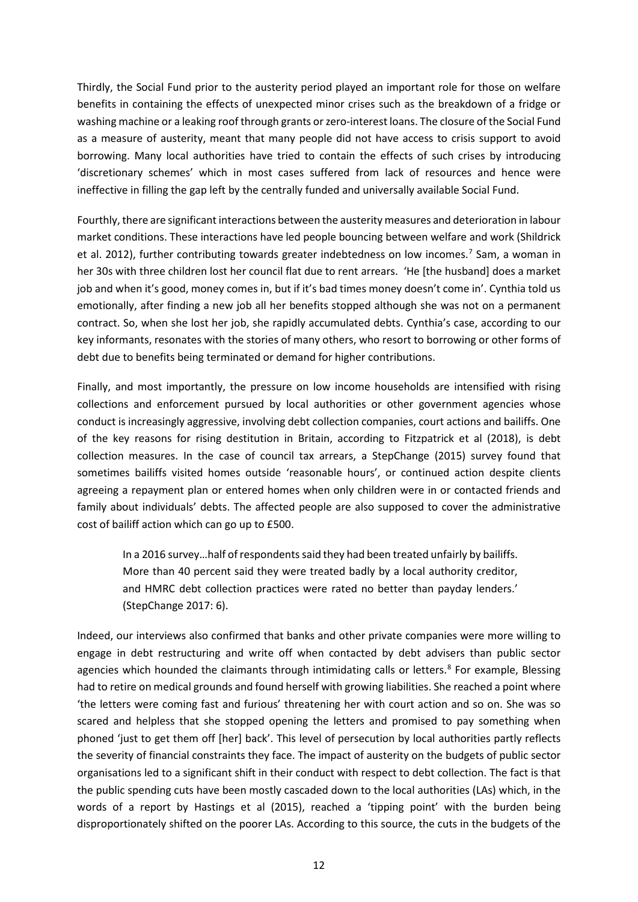Thirdly, the Social Fund prior to the austerity period played an important role for those on welfare benefits in containing the effects of unexpected minor crises such as the breakdown of a fridge or washing machine or a leaking roof through grants or zero-interest loans. The closure of the Social Fund as a measure of austerity, meant that many people did not have access to crisis support to avoid borrowing. Many local authorities have tried to contain the effects of such crises by introducing 'discretionary schemes' which in most cases suffered from lack of resources and hence were ineffective in filling the gap left by the centrally funded and universally available Social Fund.

Fourthly, there are significant interactions between the austerity measures and deterioration in labour market conditions. These interactions have led people bouncing between welfare and work (Shildrick et al. 2012), further contributing towards greater indebtedness on low incomes.[7] Sam, a woman in her 30s with three children lost her council flat due to rent arrears. 'He [the husband] does a market job and when it's good, money comes in, but if it's bad times money doesn't come in'. Cynthia told us emotionally, after finding a new job all her benefits stopped although she was not on a permanent contract. So, when she lost her job, she rapidly accumulated debts. Cynthia's case, according to our key informants, resonates with the stories of many others, who resort to borrowing or other forms of debt due to benefits being terminated or demand for higher contributions.

Finally, and most importantly, the pressure on low income households are intensified with rising collections and enforcement pursued by local authorities or other government agencies whose conduct is increasingly aggressive, involving debt collection companies, court actions and bailiffs. One of the key reasons for rising destitution in Britain, according to Fitzpatrick et al (2018), is debt collection measures. In the case of council tax arrears, a StepChange (2015) survey found that sometimes bailiffs visited homes outside 'reasonable hours', or continued action despite clients agreeing a repayment plan or entered homes when only children were in or contacted friends and family about individuals' debts. The affected people are also supposed to cover the administrative cost of bailiff action which can go up to £500.

> In a 2016 survey…half of respondents said they had been treated unfairly by bailiffs. More than 40 percent said they were treated badly by a local authority creditor, and HMRC debt collection practices were rated no better than payday lenders.' (StepChange 2017: 6).

Indeed, our interviews also confirmed that banks and other private companies were more willing to engage in debt restructuring and write off when contacted by debt advisers than public sector agencies which hounded the claimants through intimidating calls or letters.[8] For example, Blessing had to retire on medical grounds and found herself with growing liabilities. She reached a point where 'the letters were coming fast and furious' threatening her with court action and so on. She was so scared and helpless that she stopped opening the letters and promised to pay something when phoned 'just to get them off [her] back'. This level of persecution by local authorities partly reflects the severity of financial constraints they face. The impact of austerity on the budgets of public sector organisations led to a significant shift in their conduct with respect to debt collection. The fact is that the public spending cuts have been mostly cascaded down to the local authorities (LAs) which, in the words of a report by Hastings et al (2015), reached a 'tipping point' with the burden being disproportionately shifted on the poorer LAs. According to this source, the cuts in the budgets of the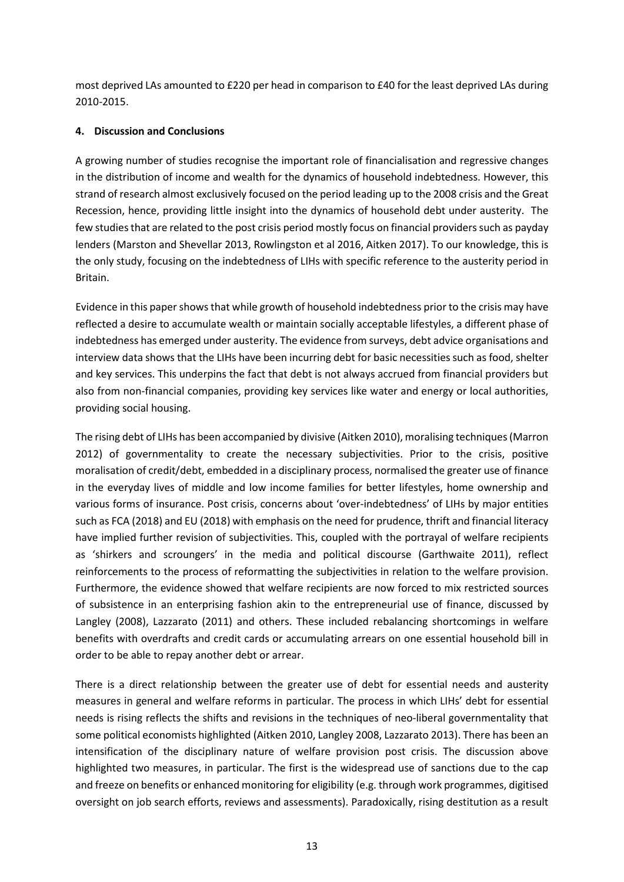most deprived LAs amounted to £220 per head in comparison to £40 for the least deprived LAs during 2010-2015.

## 4. Discussion and Conclusions

A growing number of studies recognise the important role of financialisation and regressive changes in the distribution of income and wealth for the dynamics of household indebtedness. However, this strand of research almost exclusively focused on the period leading up to the 2008 crisis and the Great Recession, hence, providing little insight into the dynamics of household debt under austerity. The few studies that are related to the post crisis period mostly focus on financial providers such as payday lenders (Marston and Shevellar 2013, Rowlingston et al 2016, Aitken 2017). To our knowledge, this is the only study, focusing on the indebtedness of LIHs with specific reference to the austerity period in Britain.

Evidence in this paper shows that while growth of household indebtedness prior to the crisis may have reflected a desire to accumulate wealth or maintain socially acceptable lifestyles, a different phase of indebtedness has emerged under austerity. The evidence from surveys, debt advice organisations and interview data shows that the LIHs have been incurring debt for basic necessities such as food, shelter and key services. This underpins the fact that debt is not always accrued from financial providers but also from non-financial companies, providing key services like water and energy or local authorities, providing social housing.

The rising debt of LIHs has been accompanied by divisive (Aitken 2010), moralising techniques (Marron 2012) of governmentality to create the necessary subjectivities. Prior to the crisis, positive moralisation of credit/debt, embedded in a disciplinary process, normalised the greater use of finance in the everyday lives of middle and low income families for better lifestyles, home ownership and various forms of insurance. Post crisis, concerns about 'over-indebtedness' of LIHs by major entities such as FCA (2018) and EU (2018) with emphasis on the need for prudence, thrift and financial literacy have implied further revision of subjectivities. This, coupled with the portrayal of welfare recipients as 'shirkers and scroungers' in the media and political discourse (Garthwaite 2011), reflect reinforcements to the process of reformatting the subjectivities in relation to the welfare provision. Furthermore, the evidence showed that welfare recipients are now forced to mix restricted sources of subsistence in an enterprising fashion akin to the entrepreneurial use of finance, discussed by Langley (2008), Lazzarato (2011) and others. These included rebalancing shortcomings in welfare benefits with overdrafts and credit cards or accumulating arrears on one essential household bill in order to be able to repay another debt or arrear.

There is a direct relationship between the greater use of debt for essential needs and austerity measures in general and welfare reforms in particular. The process in which LIHs' debt for essential needs is rising reflects the shifts and revisions in the techniques of neo-liberal governmentality that some political economists highlighted (Aitken 2010, Langley 2008, Lazzarato 2013). There has been an intensification of the disciplinary nature of welfare provision post crisis. The discussion above highlighted two measures, in particular. The first is the widespread use of sanctions due to the cap and freeze on benefits or enhanced monitoring for eligibility (e.g. through work programmes, digitised oversight on job search efforts, reviews and assessments). Paradoxically, rising destitution as a result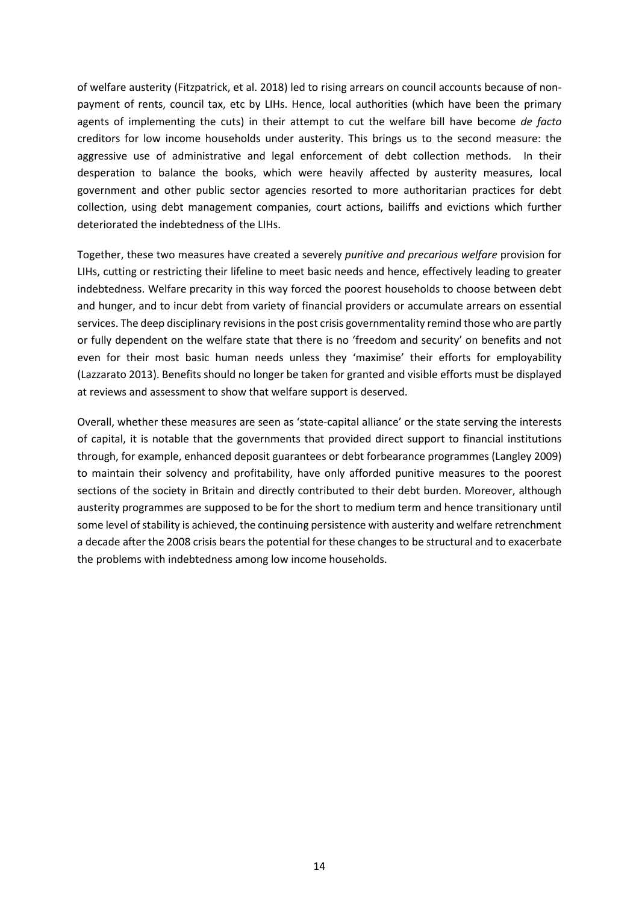of welfare austerity (Fitzpatrick, et al. 2018) led to rising arrears on council accounts because of non-payment of rents, council tax, etc by LIHs. Hence, local authorities (which have been the primary agents of implementing the cuts) in their attempt to cut the welfare bill have become *de facto* creditors for low income households under austerity. This brings us to the second measure: the aggressive use of administrative and legal enforcement of debt collection methods. In their desperation to balance the books, which were heavily affected by austerity measures, local government and other public sector agencies resorted to more authoritarian practices for debt collection, using debt management companies, court actions, bailiffs and evictions which further deteriorated the indebtedness of the LIHs.

Together, these two measures have created a severely *punitive and precarious welfare* provision for LIHs, cutting or restricting their lifeline to meet basic needs and hence, effectively leading to greater indebtedness. Welfare precarity in this way forced the poorest households to choose between debt and hunger, and to incur debt from variety of financial providers or accumulate arrears on essential services. The deep disciplinary revisions in the post crisis governmentality remind those who are partly or fully dependent on the welfare state that there is no 'freedom and security' on benefits and not even for their most basic human needs unless they 'maximise' their efforts for employability (Lazzarato 2013). Benefits should no longer be taken for granted and visible efforts must be displayed at reviews and assessment to show that welfare support is deserved.

Overall, whether these measures are seen as 'state-capital alliance' or the state serving the interests of capital, it is notable that the governments that provided direct support to financial institutions through, for example, enhanced deposit guarantees or debt forbearance programmes (Langley 2009) to maintain their solvency and profitability, have only afforded punitive measures to the poorest sections of the society in Britain and directly contributed to their debt burden. Moreover, although austerity programmes are supposed to be for the short to medium term and hence transitionary until some level of stability is achieved, the continuing persistence with austerity and welfare retrenchment a decade after the 2008 crisis bears the potential for these changes to be structural and to exacerbate the problems with indebtedness among low income households.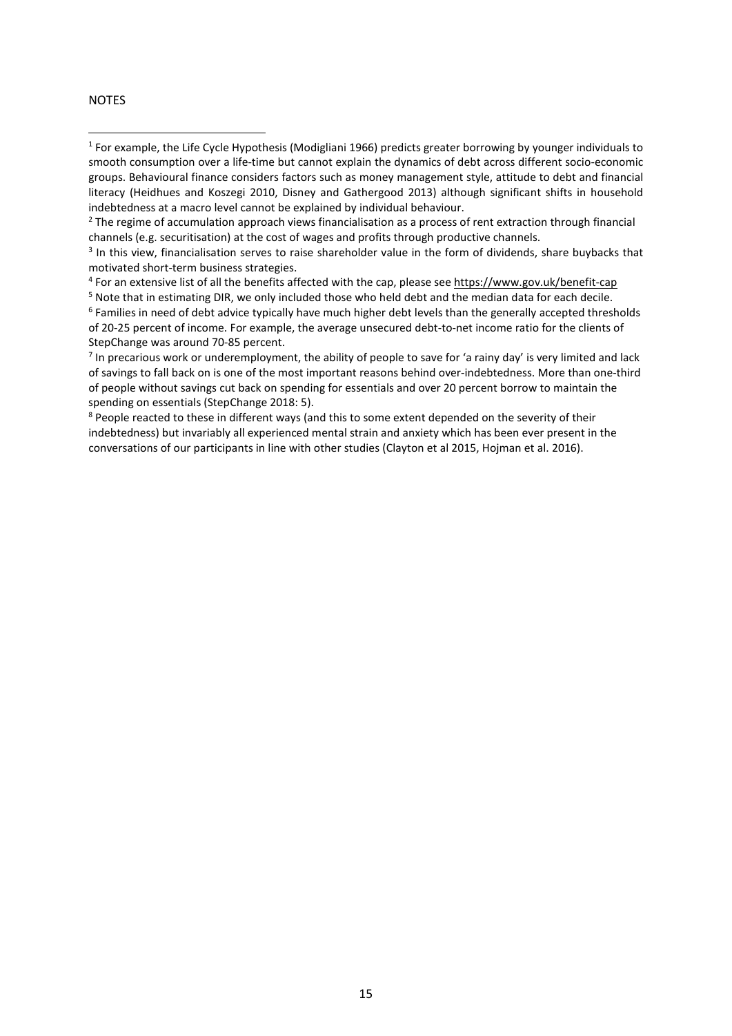NOTES

[1] For example, the Life Cycle Hypothesis (Modigliani 1966) predicts greater borrowing by younger individuals to smooth consumption over a life-time but cannot explain the dynamics of debt across different socio-economic groups. Behavioural finance considers factors such as money management style, attitude to debt and financial literacy (Heidhues and Koszegi 2010, Disney and Gathergood 2013) although significant shifts in household indebtedness at a macro level cannot be explained by individual behaviour.

[2] The regime of accumulation approach views financialisation as a process of rent extraction through financial channels (e.g. securitisation) at the cost of wages and profits through productive channels.

[3] In this view, financialisation serves to raise shareholder value in the form of dividends, share buybacks that motivated short-term business strategies.

[4] For an extensive list of all the benefits affected with the cap, please see https://www.gov.uk/benefit-cap

[5] Note that in estimating DIR, we only included those who held debt and the median data for each decile.

[6] Families in need of debt advice typically have much higher debt levels than the generally accepted thresholds of 20-25 percent of income. For example, the average unsecured debt-to-net income ratio for the clients of StepChange was around 70-85 percent.

[7] In precarious work or underemployment, the ability of people to save for 'a rainy day' is very limited and lack of savings to fall back on is one of the most important reasons behind over-indebtedness. More than one-third of people without savings cut back on spending for essentials and over 20 percent borrow to maintain the spending on essentials (StepChange 2018: 5).

[8] People reacted to these in different ways (and this to some extent depended on the severity of their indebtedness) but invariably all experienced mental strain and anxiety which has been ever present in the conversations of our participants in line with other studies (Clayton et al 2015, Hojman et al. 2016).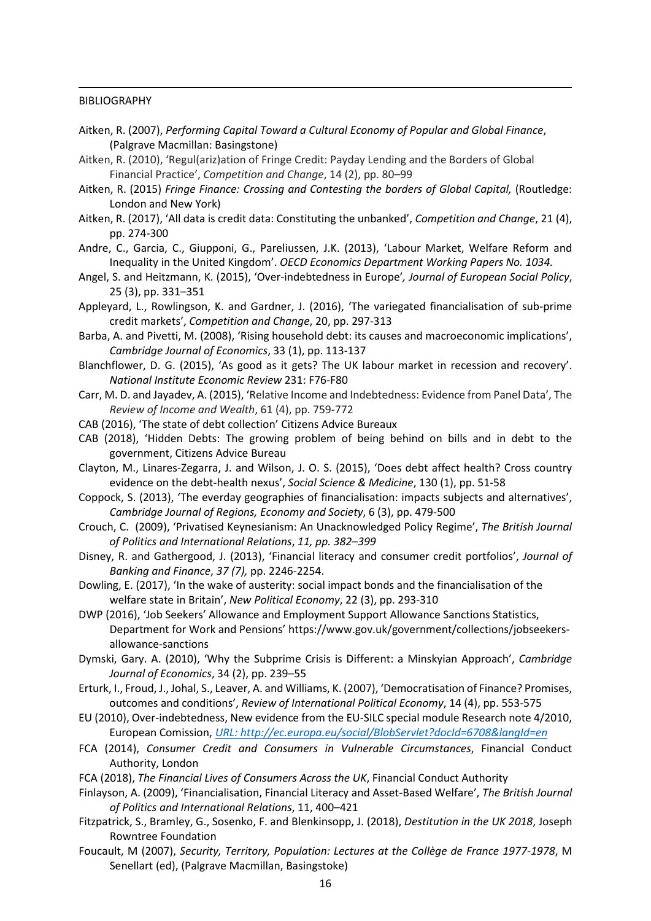BIBLIOGRAPHY

Aitken, R. (2007), *Performing Capital Toward a Cultural Economy of Popular and Global Finance*, (Palgrave Macmillan: Basingstone)

Aitken, R. (2010), 'Regul(ariz)ation of Fringe Credit: Payday Lending and the Borders of Global Financial Practice', *Competition and Change*, 14 (2), pp. 80–99

Aitken, R. (2015) *Fringe Finance: Crossing and Contesting the borders of Global Capital,* (Routledge: London and New York)

Aitken, R. (2017), 'All data is credit data: Constituting the unbanked', *Competition and Change*, 21 (4), pp. 274-300

Andre, C., Garcia, C., Giupponi, G., Pareliussen, J.K. (2013), 'Labour Market, Welfare Reform and Inequality in the United Kingdom'. *OECD Economics Department Working Papers No. 1034.*

Angel, S. and Heitzmann, K. (2015), 'Over-indebtedness in Europe'*, Journal of European Social Policy*, 25 (3), pp. 331–351

Appleyard, L., Rowlingson, K. and Gardner, J. (2016), 'The variegated financialisation of sub-prime credit markets', *Competition and Change*, 20, pp. 297-313

Barba, A. and Pivetti, M. (2008), 'Rising household debt: its causes and macroeconomic implications', *Cambridge Journal of Economics*, 33 (1), pp. 113-137

Blanchflower, D. G. (2015), 'As good as it gets? The UK labour market in recession and recovery'. *National Institute Economic Review* 231: F76-F80

Carr, M. D. and Jayadev, A. (2015), 'Relative Income and Indebtedness: Evidence from Panel Data', The *Review of Income and Wealth*, 61 (4), pp. 759-772

CAB (2016), 'The state of debt collection' Citizens Advice Bureaux

CAB (2018), 'Hidden Debts: The growing problem of being behind on bills and in debt to the government, Citizens Advice Bureau

Clayton, M., Linares-Zegarra, J. and Wilson, J. O. S. (2015), 'Does debt affect health? Cross country evidence on the debt-health nexus', *Social Science & Medicine*, 130 (1), pp. 51-58

Coppock, S. (2013), 'The everday geographies of financialisation: impacts subjects and alternatives', *Cambridge Journal of Regions, Economy and Society*, 6 (3), pp. 479-500

Crouch, C. (2009), 'Privatised Keynesianism: An Unacknowledged Policy Regime', *The British Journal of Politics and International Relations*, *11, pp. 382–399*

Disney, R. and Gathergood, J. (2013), 'Financial literacy and consumer credit portfolios', *Journal of Banking and Finance*, *37 (7),* pp. 2246-2254.

Dowling, E. (2017), 'In the wake of austerity: social impact bonds and the financialisation of the welfare state in Britain', *New Political Economy*, 22 (3), pp. 293-310

DWP (2016), 'Job Seekers' Allowance and Employment Support Allowance Sanctions Statistics, Department for Work and Pensions' https://www.gov.uk/government/collections/jobseekers-allowance-sanctions

Dymski, Gary. A. (2010), 'Why the Subprime Crisis is Different: a Minskyian Approach', *Cambridge Journal of Economics*, 34 (2), pp. 239–55

Erturk, I., Froud, J., Johal, S., Leaver, A. and Williams, K. (2007), 'Democratisation of Finance? Promises, outcomes and conditions', *Review of International Political Economy*, 14 (4), pp. 553-575

EU (2010), Over-indebtedness, New evidence from the EU-SILC special module Research note 4/2010, European Comission, *URL: http://ec.europa.eu/social/BlobServlet?docId=6708&langId=en*

FCA (2014), *Consumer Credit and Consumers in Vulnerable Circumstances*, Financial Conduct Authority, London

FCA (2018), *The Financial Lives of Consumers Across the UK*, Financial Conduct Authority

Finlayson, A. (2009), 'Financialisation, Financial Literacy and Asset-Based Welfare', *The British Journal of Politics and International Relations*, 11, 400–421

Fitzpatrick, S., Bramley, G., Sosenko, F. and Blenkinsopp, J. (2018), *Destitution in the UK 2018*, Joseph Rowntree Foundation

Foucault, M (2007), *Security, Territory, Population: Lectures at the Collège de France 1977-1978*, M Senellart (ed), (Palgrave Macmillan, Basingstoke)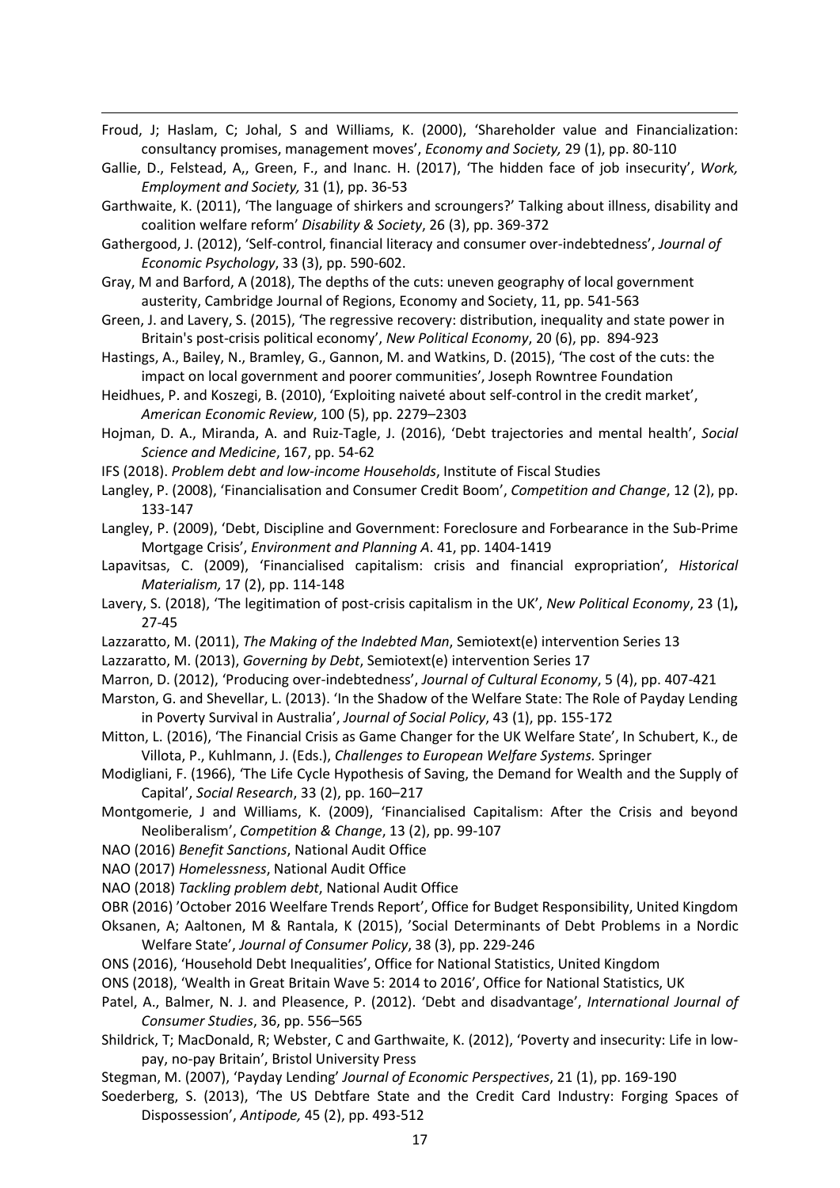Froud, J; Haslam, C; Johal, S and Williams, K. (2000), 'Shareholder value and Financialization: consultancy promises, management moves', *Economy and Society,* 29 (1), pp. 80-110

Gallie, D., Felstead, A,, Green, F., and Inanc. H. (2017), 'The hidden face of job insecurity', *Work, Employment and Society,* 31 (1), pp. 36-53

Garthwaite, K. (2011), 'The language of shirkers and scroungers?' Talking about illness, disability and coalition welfare reform' *Disability & Society*, 26 (3), pp. 369-372

Gathergood, J. (2012), 'Self-control, financial literacy and consumer over-indebtedness', *Journal of Economic Psychology*, 33 (3), pp. 590-602.

Gray, M and Barford, A (2018), The depths of the cuts: uneven geography of local government austerity, Cambridge Journal of Regions, Economy and Society, 11, pp. 541-563

Green, J. and Lavery, S. (2015), 'The regressive recovery: distribution, inequality and state power in Britain's post-crisis political economy', *New Political Economy*, 20 (6), pp. 894-923

Hastings, A., Bailey, N., Bramley, G., Gannon, M. and Watkins, D. (2015), 'The cost of the cuts: the impact on local government and poorer communities', Joseph Rowntree Foundation

Heidhues, P. and Koszegi, B. (2010), 'Exploiting naiveté about self-control in the credit market', *American Economic Review*, 100 (5), pp. 2279–2303

Hojman, D. A., Miranda, A. and Ruiz-Tagle, J. (2016), 'Debt trajectories and mental health', *Social Science and Medicine*, 167, pp. 54-62

IFS (2018). *Problem debt and low-income Households*, Institute of Fiscal Studies

Langley, P. (2008), 'Financialisation and Consumer Credit Boom', *Competition and Change*, 12 (2), pp. 133-147

Langley, P. (2009), 'Debt, Discipline and Government: Foreclosure and Forbearance in the Sub-Prime Mortgage Crisis', *Environment and Planning A*. 41, pp. 1404-1419

Lapavitsas, C. (2009), 'Financialised capitalism: crisis and financial expropriation', *Historical Materialism,* 17 (2), pp. 114-148

Lavery, S. (2018), 'The legitimation of post-crisis capitalism in the UK', *New Political Economy*, 23 (1)**,** 27-45

Lazzaratto, M. (2011), *The Making of the Indebted Man*, Semiotext(e) intervention Series 13

Lazzaratto, M. (2013), *Governing by Debt*, Semiotext(e) intervention Series 17

Marron, D. (2012), 'Producing over-indebtedness', *Journal of Cultural Economy*, 5 (4), pp. 407-421

Marston, G. and Shevellar, L. (2013). 'In the Shadow of the Welfare State: The Role of Payday Lending in Poverty Survival in Australia', *Journal of Social Policy*, 43 (1), pp. 155-172

Mitton, L. (2016), 'The Financial Crisis as Game Changer for the UK Welfare State', In Schubert, K., de Villota, P., Kuhlmann, J. (Eds.), *Challenges to European Welfare Systems.* Springer

Modigliani, F. (1966), 'The Life Cycle Hypothesis of Saving, the Demand for Wealth and the Supply of Capital', *Social Research*, 33 (2), pp. 160–217

Montgomerie, J and Williams, K. (2009), 'Financialised Capitalism: After the Crisis and beyond Neoliberalism', *Competition & Change*, 13 (2), pp. 99-107

NAO (2016) *Benefit Sanctions*, National Audit Office

NAO (2017) *Homelessness*, National Audit Office

NAO (2018) *Tackling problem debt*, National Audit Office

OBR (2016) 'October 2016 Weelfare Trends Report', Office for Budget Responsibility, United Kingdom

Oksanen, A; Aaltonen, M & Rantala, K (2015), 'Social Determinants of Debt Problems in a Nordic Welfare State', *Journal of Consumer Policy*, 38 (3), pp. 229-246

ONS (2016), 'Household Debt Inequalities', Office for National Statistics, United Kingdom

ONS (2018), 'Wealth in Great Britain Wave 5: 2014 to 2016', Office for National Statistics, UK

Patel, A., Balmer, N. J. and Pleasence, P. (2012). 'Debt and disadvantage', *International Journal of Consumer Studies*, 36, pp. 556–565

Shildrick, T; MacDonald, R; Webster, C and Garthwaite, K. (2012), 'Poverty and insecurity: Life in low-pay, no-pay Britain', Bristol University Press

Stegman, M. (2007), 'Payday Lending' *Journal of Economic Perspectives*, 21 (1), pp. 169-190

Soederberg, S. (2013), 'The US Debtfare State and the Credit Card Industry: Forging Spaces of Dispossession', *Antipode,* 45 (2), pp. 493-512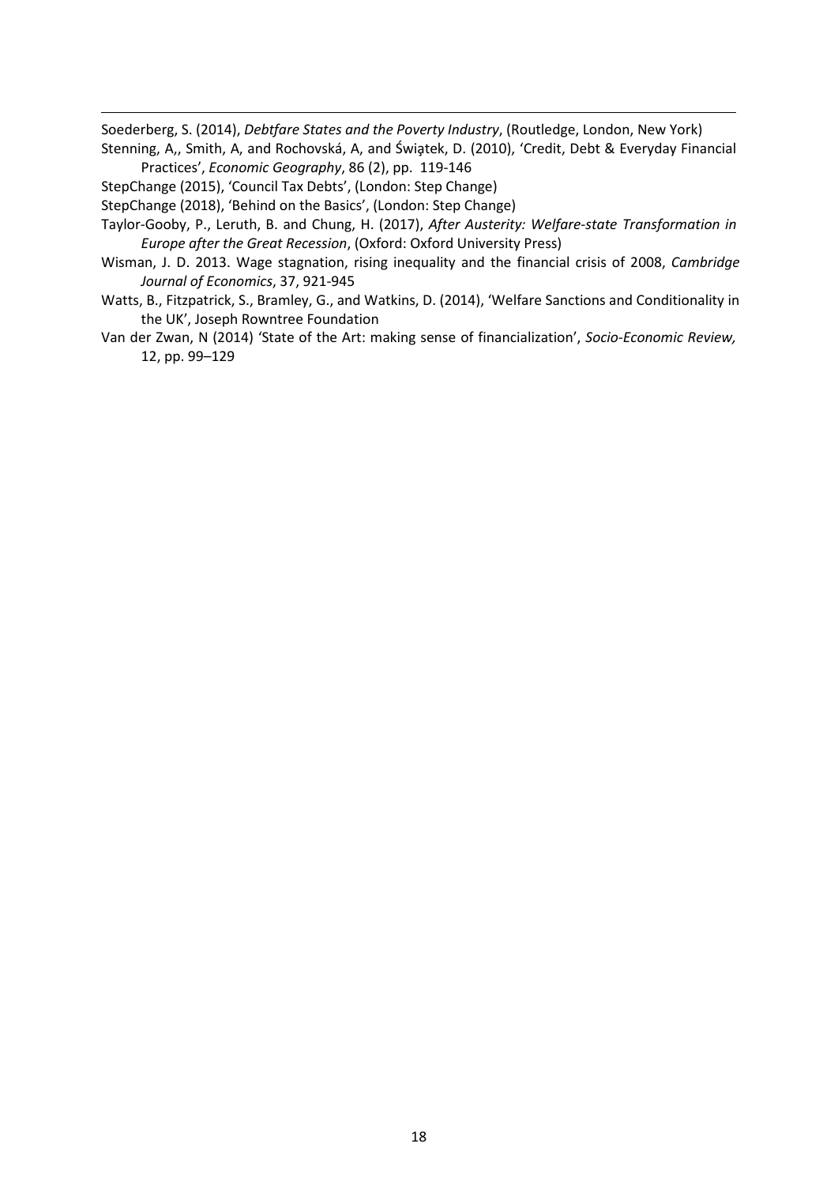Soederberg, S. (2014), *Debtfare States and the Poverty Industry*, (Routledge, London, New York)

Stenning, A,, Smith, A, and Rochovská, A, and Świątek, D. (2010), 'Credit, Debt & Everyday Financial Practices', *Economic Geography*, 86 (2), pp. 119-146

StepChange (2015), 'Council Tax Debts', (London: Step Change)

StepChange (2018), 'Behind on the Basics', (London: Step Change)

Taylor-Gooby, P., Leruth, B. and Chung, H. (2017), *After Austerity: Welfare-state Transformation in Europe after the Great Recession*, (Oxford: Oxford University Press)

Wisman, J. D. 2013. Wage stagnation, rising inequality and the financial crisis of 2008, *Cambridge Journal of Economics*, 37, 921-945

Watts, B., Fitzpatrick, S., Bramley, G., and Watkins, D. (2014), 'Welfare Sanctions and Conditionality in the UK', Joseph Rowntree Foundation

Van der Zwan, N (2014) 'State of the Art: making sense of financialization', *Socio-Economic Review,* 12, pp. 99–129